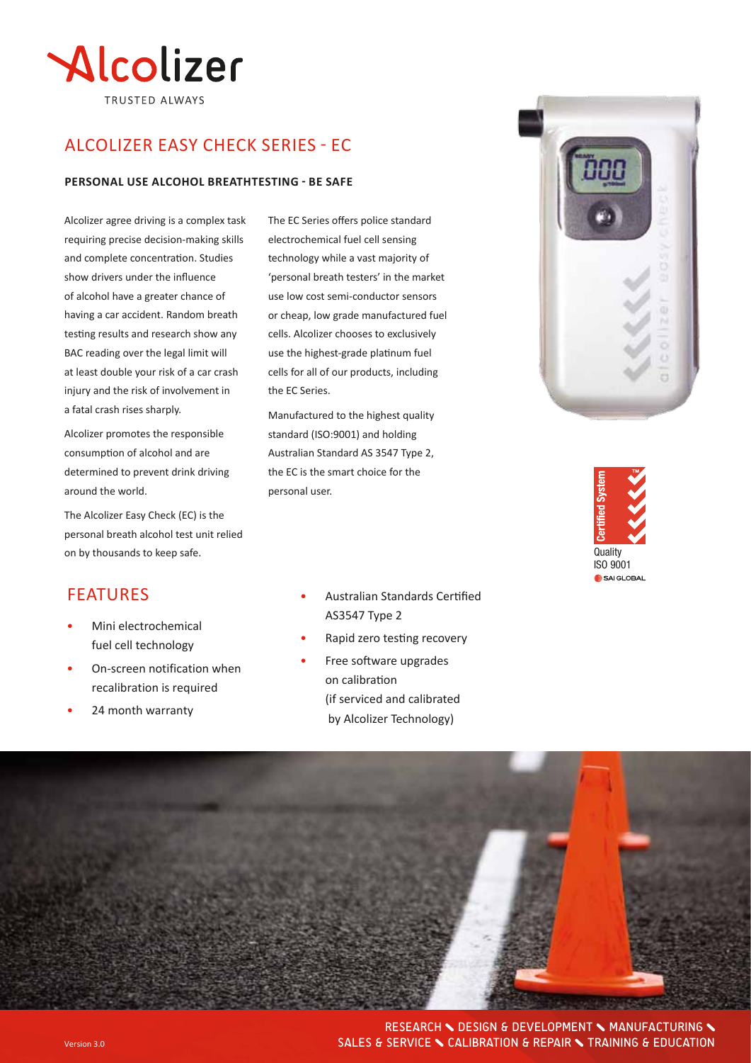# Alcolizer

TRUSTED ALWAYS

## ALCOLIZER EASY CHECK SERIES - EC

**PERSONAL USE ALCOHOL BREATHTESTING - BE SAFE**

Alcolizer agree driving is a complex task requiring precise decision-making skills and complete concentration. Studies show drivers under the influence of alcohol have a greater chance of having a car accident. Random breath testing results and research show any BAC reading over the legal limit will at least double your risk of a car crash injury and the risk of involvement in a fatal crash rises sharply.

Alcolizer promotes the responsible consumption of alcohol and are determined to prevent drink driving around the world.

The Alcolizer Easy Check (EC) is the personal breath alcohol test unit relied on by thousands to keep safe.

The EC Series offers police standard electrochemical fuel cell sensing technology while a vast majority of 'personal breath testers' in the market use low cost semi-conductor sensors or cheap, low grade manufactured fuel cells. Alcolizer chooses to exclusively use the highest-grade platinum fuel cells for all of our products, including the EC Series.

Manufactured to the highest quality standard (ISO:9001) and holding Australian Standard AS 3547 Type 2, the EC is the smart choice for the personal user.

Certified System

Quality ISO 9001

SAI GLOBAL

## FEATURES

- Mini electrochemical fuel cell technology
- On-screen notification when recalibration is required
- 24 month warranty
- Australian Standards Certified AS3547 Type 2
- Rapid zero testing recovery
- Free software upgrades on calibration (if serviced and calibrated by Alcolizer Technology)

RESEARCH ↘ DESIGN & DEVELOPMENT ↘ MANUFACTURING ↘ SALES & SERVICE ↘ CALIBRATION & REPAIR ↘ TRAINING & EDUCATION

Version 3.0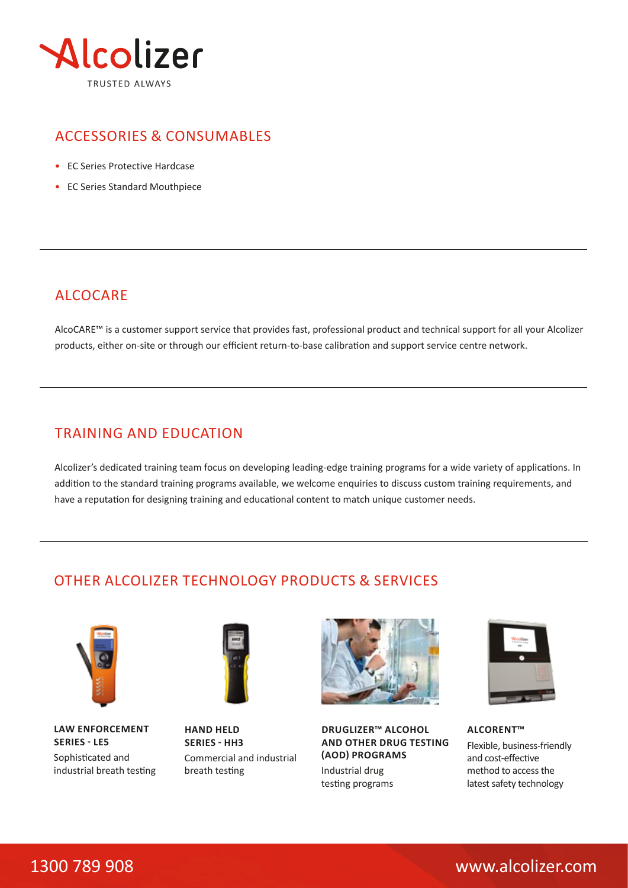Alcolizer

TRUSTED ALWAYS

## ACCESSORIES & CONSUMABLES

- EC Series Protective Hardcase
- EC Series Standard Mouthpiece

## ALCOCARE

AlcoCARE™ is a customer support service that provides fast, professional product and technical support for all your Alcolizer products, either on-site or through our efficient return-to-base calibration and support service centre network.

## TRAINING AND EDUCATION

Alcolizer's dedicated training team focus on developing leading-edge training programs for a wide variety of applications. In addition to the standard training programs available, we welcome enquiries to discuss custom training requirements, and have a reputation for designing training and educational content to match unique customer needs.

## OTHER ALCOLIZER TECHNOLOGY PRODUCTS & SERVICES

**LAW ENFORCEMENT SERIES - LE5**

Sophisticated and industrial breath testing

**HAND HELD SERIES - HH3**

Commercial and industrial breath testing

**DRUGLIZER™ ALCOHOL AND OTHER DRUG TESTING (AOD) PROGRAMS**

Industrial drug testing programs

**ALCORENT™**

Flexible, business-friendly and cost-effective method to access the latest safety technology

1300 789 908

www.alcolizer.com